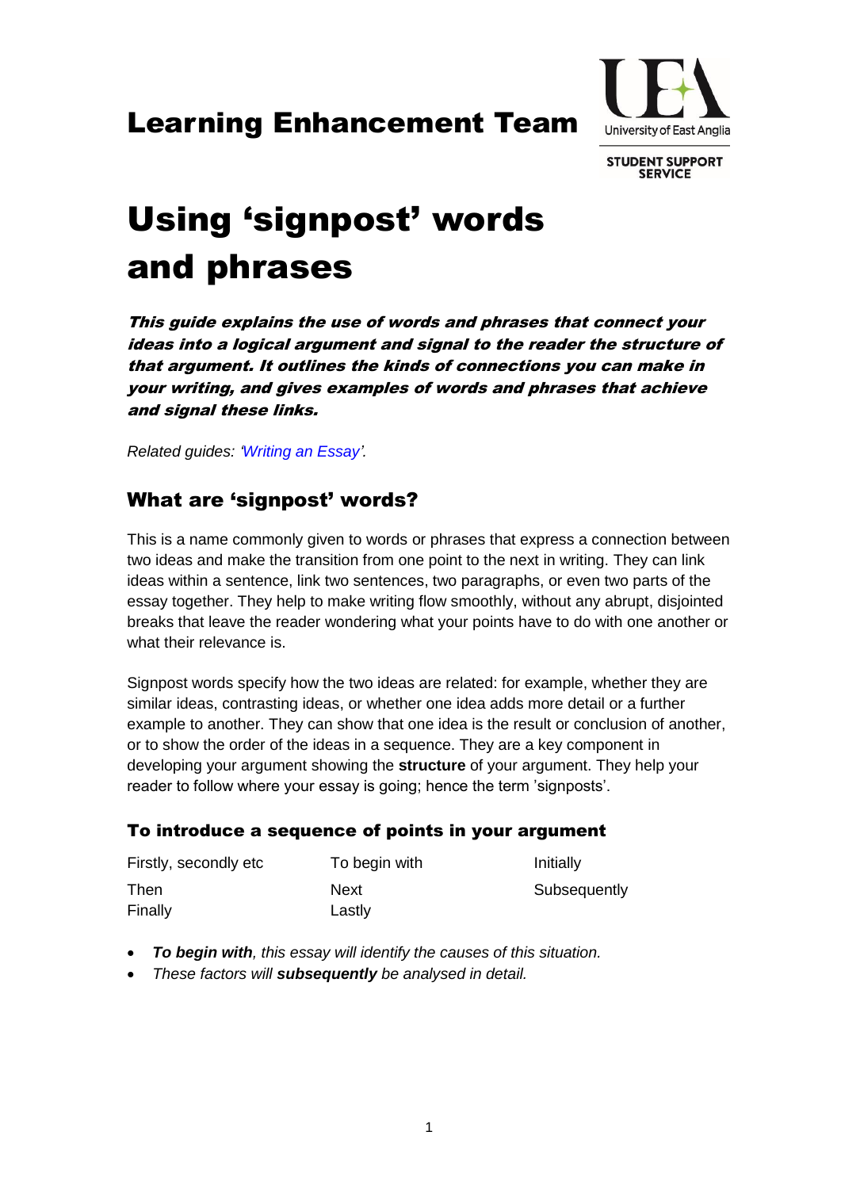# Learning Enhancement Team

University of East Anglia

STUDENT SUPPORT SERVICE

# Using 'signpost' words and phrases

***This guide explains the use of words and phrases that connect your ideas into a logical argument and signal to the reader the structure of that argument. It outlines the kinds of connections you can make in your writing, and gives examples of words and phrases that achieve and signal these links.***

*Related guides: 'Writing an Essay'.*

## What are 'signpost' words?

This is a name commonly given to words or phrases that express a connection between two ideas and make the transition from one point to the next in writing. They can link ideas within a sentence, link two sentences, two paragraphs, or even two parts of the essay together. They help to make writing flow smoothly, without any abrupt, disjointed breaks that leave the reader wondering what your points have to do with one another or what their relevance is.

Signpost words specify how the two ideas are related: for example, whether they are similar ideas, contrasting ideas, or whether one idea adds more detail or a further example to another. They can show that one idea is the result or conclusion of another, or to show the order of the ideas in a sequence. They are a key component in developing your argument showing the **structure** of your argument. They help your reader to follow where your essay is going; hence the term 'signposts'.

### To introduce a sequence of points in your argument

| | | |
|---|---|---|
| Firstly, secondly etc | To begin with | Initially |
| Then | Next | Subsequently |
| Finally | Lastly | |

- ***To begin with**, this essay will identify the causes of this situation.*
- *These factors will **subsequently** be analysed in detail.*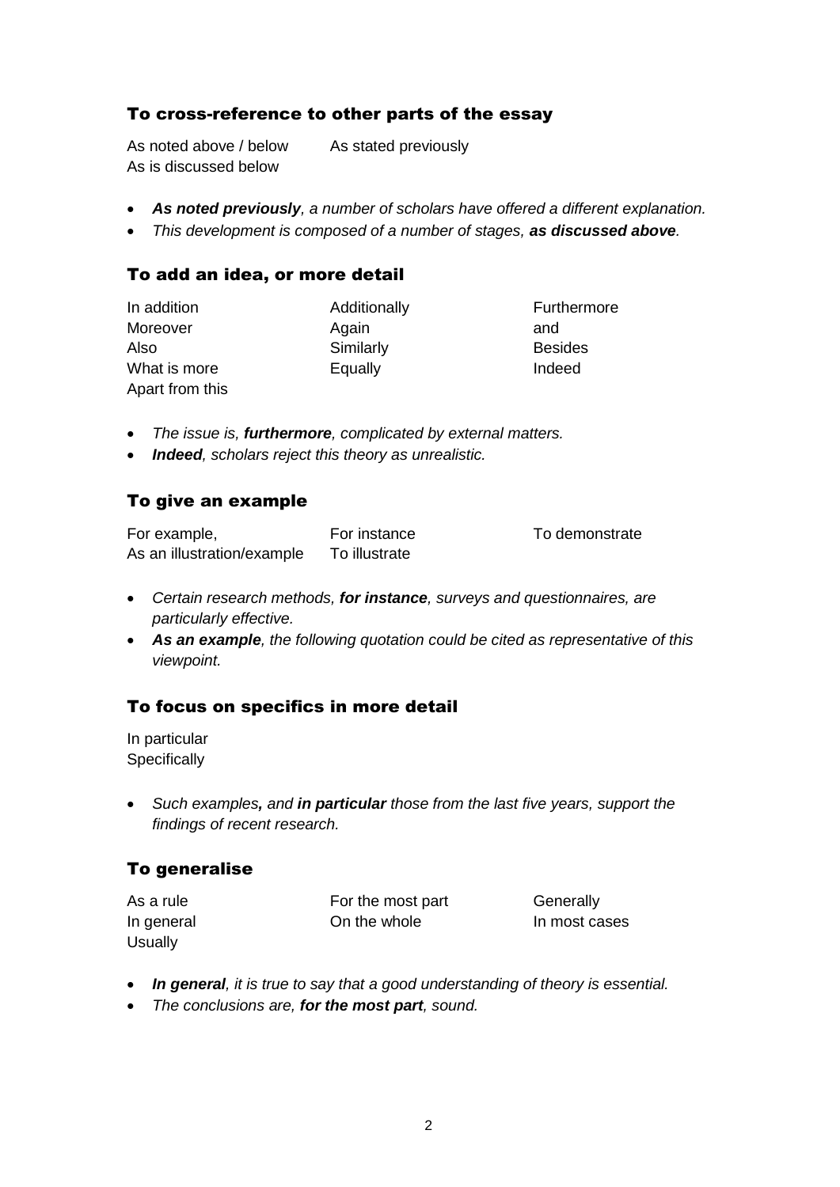## To cross-reference to other parts of the essay

As noted above / below
As stated previously
As is discussed below

- ***As noted previously**, a number of scholars have offered a different explanation.*
- *This development is composed of a number of stages, **as discussed above**.*

## To add an idea, or more detail

In addition
Additionally
Furthermore
Moreover
Again
and
Also
Similarly
Besides
What is more
Equally
Indeed
Apart from this

- *The issue is, **furthermore**, complicated by external matters.*
- ***Indeed**, scholars reject this theory as unrealistic.*

## To give an example

For example,
For instance
To demonstrate
As an illustration/example
To illustrate

- *Certain research methods, **for instance**, surveys and questionnaires, are particularly effective.*
- ***As an example**, the following quotation could be cited as representative of this viewpoint.*

## To focus on specifics in more detail

In particular
Specifically

- *Such examples**,** and **in particular** those from the last five years, support the findings of recent research.*

## To generalise

As a rule
For the most part
Generally
In general
On the whole
In most cases
Usually

- ***In general**, it is true to say that a good understanding of theory is essential.*
- *The conclusions are, **for the most part**, sound.*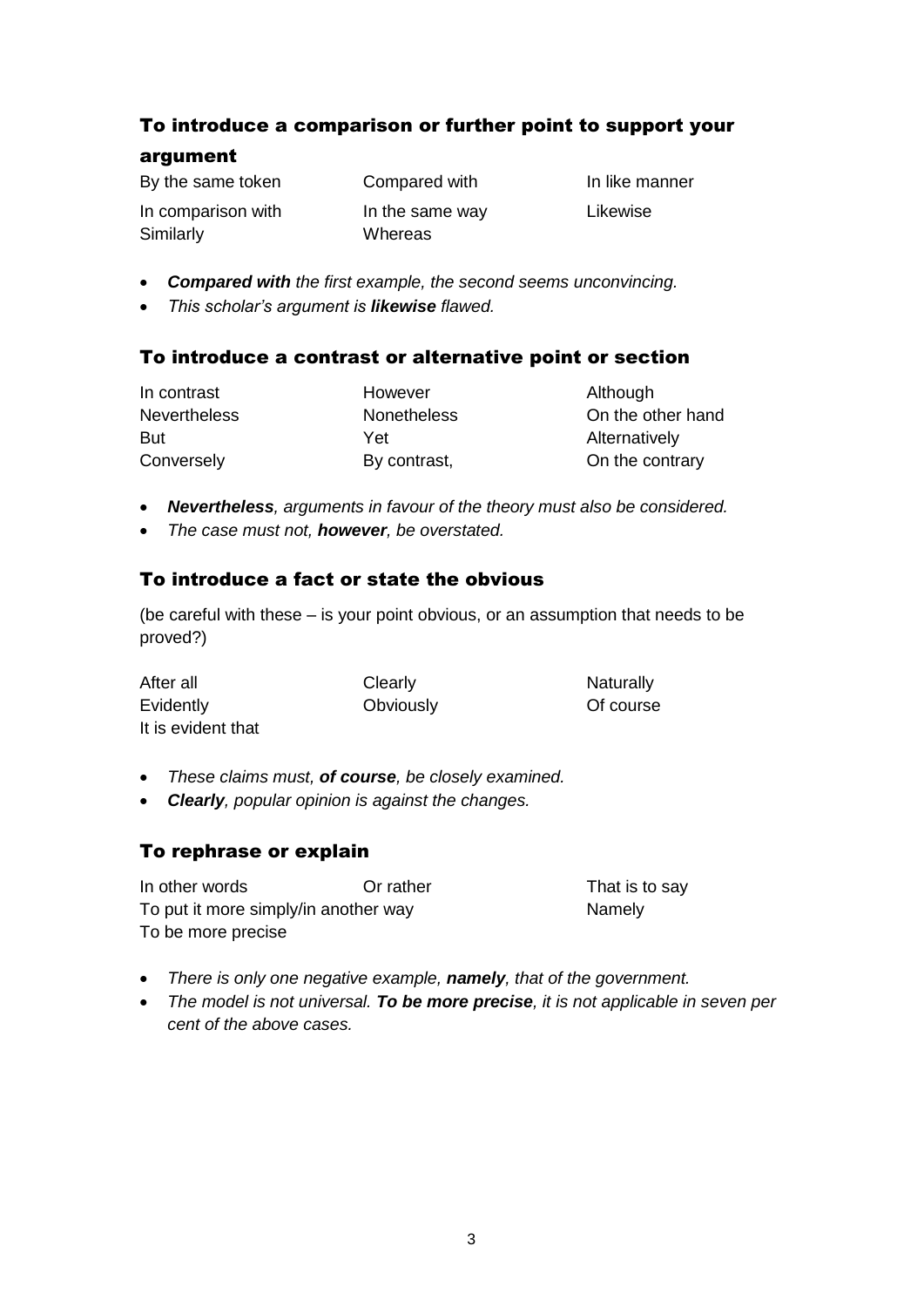## To introduce a comparison or further point to support your argument

| | | |
|---|---|---|
| By the same token | Compared with | In like manner |
| In comparison with | In the same way | Likewise |
| Similarly | Whereas | |

- ***Compared with** the first example, the second seems unconvincing.*
- *This scholar's argument is **likewise** flawed.*

## To introduce a contrast or alternative point or section

| | | |
|---|---|---|
| In contrast | However | Although |
| Nevertheless | Nonetheless | On the other hand |
| But | Yet | Alternatively |
| Conversely | By contrast, | On the contrary |

- ***Nevertheless**, arguments in favour of the theory must also be considered.*
- *The case must not, **however**, be overstated.*

## To introduce a fact or state the obvious

(be careful with these – is your point obvious, or an assumption that needs to be proved?)

| | | |
|---|---|---|
| After all | Clearly | Naturally |
| Evidently | Obviously | Of course |
| It is evident that | | |

- *These claims must, **of course**, be closely examined.*
- ***Clearly**, popular opinion is against the changes.*

## To rephrase or explain

| | | |
|---|---|---|
| In other words | Or rather | That is to say |
| To put it more simply/in another way | | Namely |
| To be more precise | | |

- *There is only one negative example, **namely**, that of the government.*
- *The model is not universal. **To be more precise**, it is not applicable in seven per cent of the above cases.*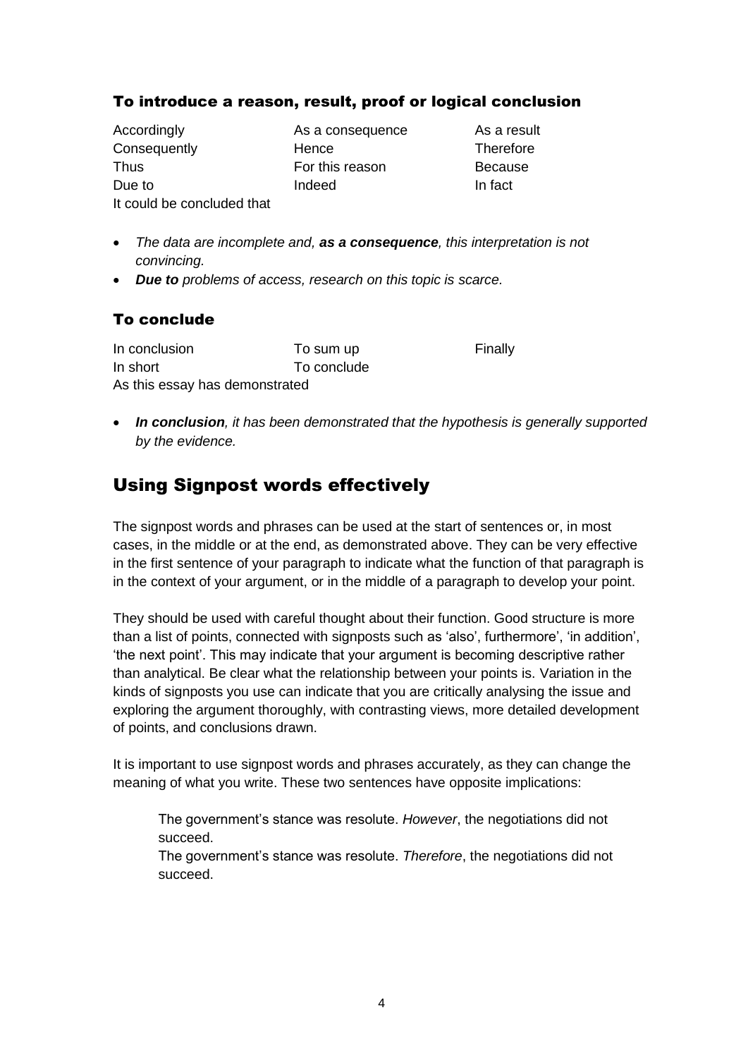### To introduce a reason, result, proof or logical conclusion

Accordingly
As a consequence
As a result
Consequently
Hence
Therefore
Thus
For this reason
Because
Due to
Indeed
In fact
It could be concluded that

- *The data are incomplete and, **as a consequence**, this interpretation is not convincing.*
- ***Due to** problems of access, research on this topic is scarce.*

### To conclude

In conclusion
To sum up
Finally
In short
To conclude
As this essay has demonstrated

- ***In conclusion**, it has been demonstrated that the hypothesis is generally supported by the evidence.*

## Using Signpost words effectively

The signpost words and phrases can be used at the start of sentences or, in most cases, in the middle or at the end, as demonstrated above. They can be very effective in the first sentence of your paragraph to indicate what the function of that paragraph is in the context of your argument, or in the middle of a paragraph to develop your point.

They should be used with careful thought about their function. Good structure is more than a list of points, connected with signposts such as 'also', furthermore', 'in addition', 'the next point'. This may indicate that your argument is becoming descriptive rather than analytical. Be clear what the relationship between your points is. Variation in the kinds of signposts you use can indicate that you are critically analysing the issue and exploring the argument thoroughly, with contrasting views, more detailed development of points, and conclusions drawn.

It is important to use signpost words and phrases accurately, as they can change the meaning of what you write. These two sentences have opposite implications:

> The government's stance was resolute. *However*, the negotiations did not succeed.
>
> The government's stance was resolute. *Therefore*, the negotiations did not succeed.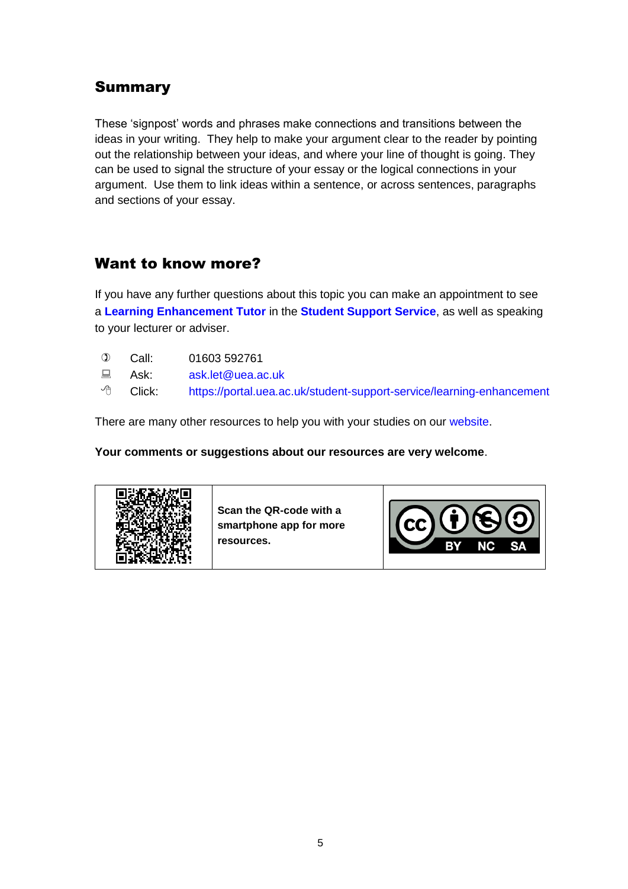## Summary

These 'signpost' words and phrases make connections and transitions between the ideas in your writing. They help to make your argument clear to the reader by pointing out the relationship between your ideas, and where your line of thought is going. They can be used to signal the structure of your essay or the logical connections in your argument. Use them to link ideas within a sentence, or across sentences, paragraphs and sections of your essay.

## Want to know more?

If you have any further questions about this topic you can make an appointment to see a **Learning Enhancement Tutor** in the **Student Support Service**, as well as speaking to your lecturer or adviser.

| | | |
|---|---|---|
| ✆ | Call: | 01603 592761 |
| 💻 | Ask: | ask.let@uea.ac.uk |
| 🖱 | Click: | https://portal.uea.ac.uk/student-support-service/learning-enhancement |

There are many other resources to help you with your studies on our website.

**Your comments or suggestions about our resources are very welcome**.

| | | |
|---|---|---|
| | **Scan the QR-code with a smartphone app for more resources.** | BY NC SA |